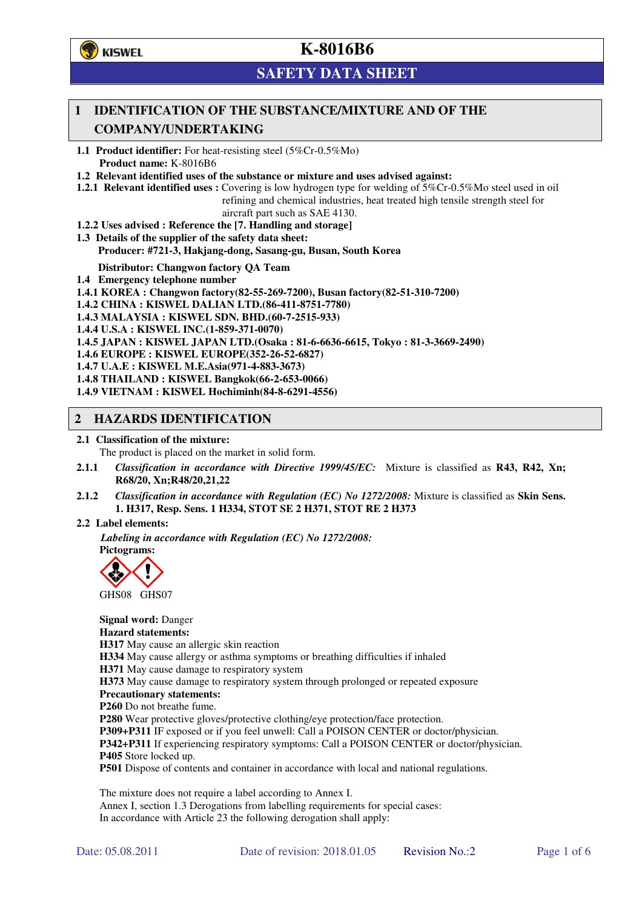# K-8016B6

## SAFETY DATA SHEET

## 1 IDENTIFICATION OF THE SUBSTANCE/MIXTURE AND OF THE COMPANY/UNDERTAKING

**1.1 Product identifier:** For heat-resisting steel (5%Cr-0.5%Mo)
**Product name:** K-8016B6

**1.2 Relevant identified uses of the substance or mixture and uses advised against:**

**1.2.1 Relevant identified uses :** Covering is low hydrogen type for welding of 5%Cr-0.5%Mo steel used in oil refining and chemical industries, heat treated high tensile strength steel for aircraft part such as SAE 4130.

**1.2.2 Uses advised : Reference the [7. Handling and storage]**

**1.3 Details of the supplier of the safety data sheet:**
**Producer: #721-3, Hakjang-dong, Sasang-gu, Busan, South Korea**

**Distributor: Changwon factory QA Team**

**1.4 Emergency telephone number**

**1.4.1 KOREA : Changwon factory(82-55-269-7200), Busan factory(82-51-310-7200)**
**1.4.2 CHINA : KISWEL DALIAN LTD.(86-411-8751-7780)**
**1.4.3 MALAYSIA : KISWEL SDN. BHD.(60-7-2515-933)**
**1.4.4 U.S.A : KISWEL INC.(1-859-371-0070)**
**1.4.5 JAPAN : KISWEL JAPAN LTD.(Osaka : 81-6-6636-6615, Tokyo : 81-3-3669-2490)**
**1.4.6 EUROPE : KISWEL EUROPE(352-26-52-6827)**
**1.4.7 U.A.E : KISWEL M.E.Asia(971-4-883-3673)**
**1.4.8 THAILAND : KISWEL Bangkok(66-2-653-0066)**
**1.4.9 VIETNAM : KISWEL Hochiminh(84-8-6291-4556)**

## 2 HAZARDS IDENTIFICATION

**2.1 Classification of the mixture:**
The product is placed on the market in solid form.

**2.1.1** *Classification in accordance with Directive 1999/45/EC:* Mixture is classified as **R43, R42, Xn; R68/20, Xn;R48/20,21,22**

**2.1.2** *Classification in accordance with Regulation (EC) No 1272/2008:* Mixture is classified as **Skin Sens. 1. H317, Resp. Sens. 1 H334, STOT SE 2 H371, STOT RE 2 H373**

**2.2 Label elements:**

*Labeling in accordance with Regulation (EC) No 1272/2008:*
**Pictograms:**

GHS08 GHS07

**Signal word:** Danger
**Hazard statements:**
**H317** May cause an allergic skin reaction
**H334** May cause allergy or asthma symptoms or breathing difficulties if inhaled
**H371** May cause damage to respiratory system
**H373** May cause damage to respiratory system through prolonged or repeated exposure
**Precautionary statements:**
**P260** Do not breathe fume.
**P280** Wear protective gloves/protective clothing/eye protection/face protection.
**P309+P311** IF exposed or if you feel unwell: Call a POISON CENTER or doctor/physician.
**P342+P311** If experiencing respiratory symptoms: Call a POISON CENTER or doctor/physician.
**P405** Store locked up.
**P501** Dispose of contents and container in accordance with local and national regulations.

The mixture does not require a label according to Annex I.
Annex I, section 1.3 Derogations from labelling requirements for special cases:
In accordance with Article 23 the following derogation shall apply:

Date: 05.08.2011 Date of revision: 2018.01.05 Revision No.:2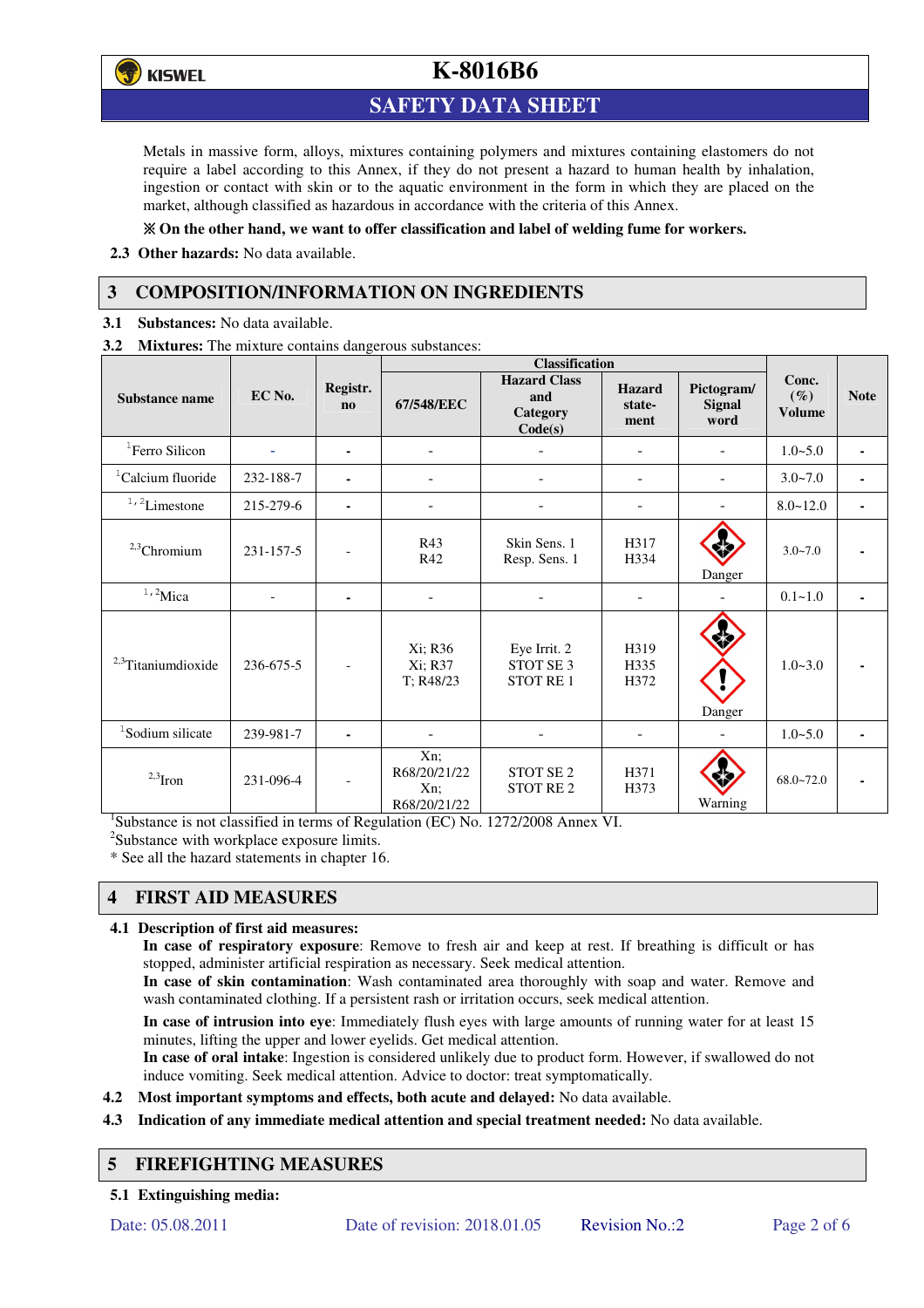Metals in massive form, alloys, mixtures containing polymers and mixtures containing elastomers do not require a label according to this Annex, if they do not present a hazard to human health by inhalation, ingestion or contact with skin or to the aquatic environment in the form in which they are placed on the market, although classified as hazardous in accordance with the criteria of this Annex.

**※ On the other hand, we want to offer classification and label of welding fume for workers.**

**2.3 Other hazards:** No data available.

## 3 COMPOSITION/INFORMATION ON INGREDIENTS

**3.1 Substances:** No data available.

**3.2 Mixtures:** The mixture contains dangerous substances:

| Substance name | EC No. | Registr. no | Classification | | | | Conc. (%) Volume | Note |
|---|---|---|---|---|---|---|---|---|
| | | | 67/548/EEC | Hazard Class and Category Code(s) | Hazard statement | Pictogram/ Signal word | | |
| [1]Ferro Silicon | - | - | - | - | - | - | 1.0~5.0 | - |
| [1]Calcium fluoride | 232-188-7 | - | - | - | - | - | 3.0~7.0 | - |
| [1,2]Limestone | 215-279-6 | - | - | - | - | - | 8.0~12.0 | - |
| [2,3]Chromium | 231-157-5 | - | R43 R42 | Skin Sens. 1 Resp. Sens. 1 | H317 H334 | Danger | 3.0~7.0 | - |
| [1,2]Mica | - | - | - | - | - | - | 0.1~1.0 | - |
| [2,3]Titaniumdioxide | 236-675-5 | - | Xi; R36 Xi; R37 T; R48/23 | Eye Irrit. 2 STOT SE 3 STOT RE 1 | H319 H335 H372 | Danger | 1.0~3.0 | - |
| [1]Sodium silicate | 239-981-7 | - | - | - | - | - | 1.0~5.0 | - |
| [2,3]Iron | 231-096-4 | - | Xn; R68/20/21/22 Xn; R68/20/21/22 | STOT SE 2 STOT RE 2 | H371 H373 | Warning | 68.0~72.0 | - |

[1]Substance is not classified in terms of Regulation (EC) No. 1272/2008 Annex VI.
[2]Substance with workplace exposure limits.
\* See all the hazard statements in chapter 16.

## 4 FIRST AID MEASURES

**4.1 Description of first aid measures:**

**In case of respiratory exposure**: Remove to fresh air and keep at rest. If breathing is difficult or has stopped, administer artificial respiration as necessary. Seek medical attention.

**In case of skin contamination**: Wash contaminated area thoroughly with soap and water. Remove and wash contaminated clothing. If a persistent rash or irritation occurs, seek medical attention.

**In case of intrusion into eye**: Immediately flush eyes with large amounts of running water for at least 15 minutes, lifting the upper and lower eyelids. Get medical attention.

**In case of oral intake**: Ingestion is considered unlikely due to product form. However, if swallowed do not induce vomiting. Seek medical attention. Advice to doctor: treat symptomatically.

**4.2 Most important symptoms and effects, both acute and delayed:** No data available.

**4.3 Indication of any immediate medical attention and special treatment needed:** No data available.

## 5 FIREFIGHTING MEASURES

**5.1 Extinguishing media:**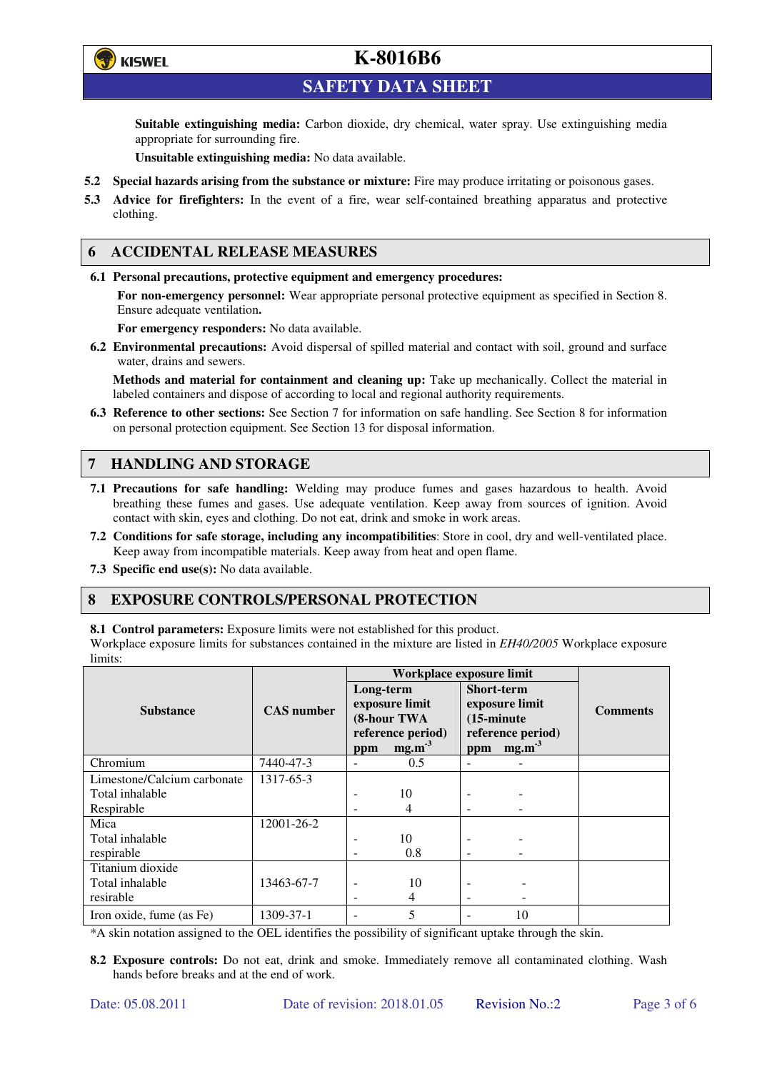**Suitable extinguishing media:** Carbon dioxide, dry chemical, water spray. Use extinguishing media appropriate for surrounding fire.

**Unsuitable extinguishing media:** No data available.

**5.2 Special hazards arising from the substance or mixture:** Fire may produce irritating or poisonous gases.

**5.3 Advice for firefighters:** In the event of a fire, wear self-contained breathing apparatus and protective clothing.

## 6 ACCIDENTAL RELEASE MEASURES

**6.1 Personal precautions, protective equipment and emergency procedures:**

**For non-emergency personnel:** Wear appropriate personal protective equipment as specified in Section 8. Ensure adequate ventilation**.**

**For emergency responders:** No data available.

**6.2 Environmental precautions:** Avoid dispersal of spilled material and contact with soil, ground and surface water, drains and sewers.

**Methods and material for containment and cleaning up:** Take up mechanically. Collect the material in labeled containers and dispose of according to local and regional authority requirements.

**6.3 Reference to other sections:** See Section 7 for information on safe handling. See Section 8 for information on personal protection equipment. See Section 13 for disposal information.

## 7 HANDLING AND STORAGE

**7.1 Precautions for safe handling:** Welding may produce fumes and gases hazardous to health. Avoid breathing these fumes and gases. Use adequate ventilation. Keep away from sources of ignition. Avoid contact with skin, eyes and clothing. Do not eat, drink and smoke in work areas.

**7.2 Conditions for safe storage, including any incompatibilities**: Store in cool, dry and well-ventilated place. Keep away from incompatible materials. Keep away from heat and open flame.

**7.3 Specific end use(s):** No data available.

## 8 EXPOSURE CONTROLS/PERSONAL PROTECTION

**8.1 Control parameters:** Exposure limits were not established for this product.

Workplace exposure limits for substances contained in the mixture are listed in *EH40/2005* Workplace exposure limits:

| Substance | CAS number | Workplace exposure limit | | | | Comments |
|---|---|---|---|---|---|---|
| | | Long-term exposure limit (8-hour TWA reference period) | | Short-term exposure limit (15-minute reference period) | | |
| | | ppm | $mg.m^{-3}$ | ppm | $mg.m^{-3}$ | |
| Chromium | 7440-47-3 | - | 0.5 | - | - | |
| Limestone/Calcium carbonate | 1317-65-3 | | | | | |
| Total inhalable | | - | 10 | - | - | |
| Respirable | | - | 4 | - | - | |
| Mica | 12001-26-2 | | | | | |
| Total inhalable | | - | 10 | - | - | |
| respirable | | - | 0.8 | - | - | |
| Titanium dioxide | | | | | | |
| Total inhalable | 13463-67-7 | - | 10 | - | - | |
| resirable | | - | 4 | - | - | |
| Iron oxide, fume (as Fe) | 1309-37-1 | - | 5 | - | 10 | |

*A skin notation assigned to the OEL identifies the possibility of significant uptake through the skin.

**8.2 Exposure controls:** Do not eat, drink and smoke. Immediately remove all contaminated clothing. Wash hands before breaks and at the end of work.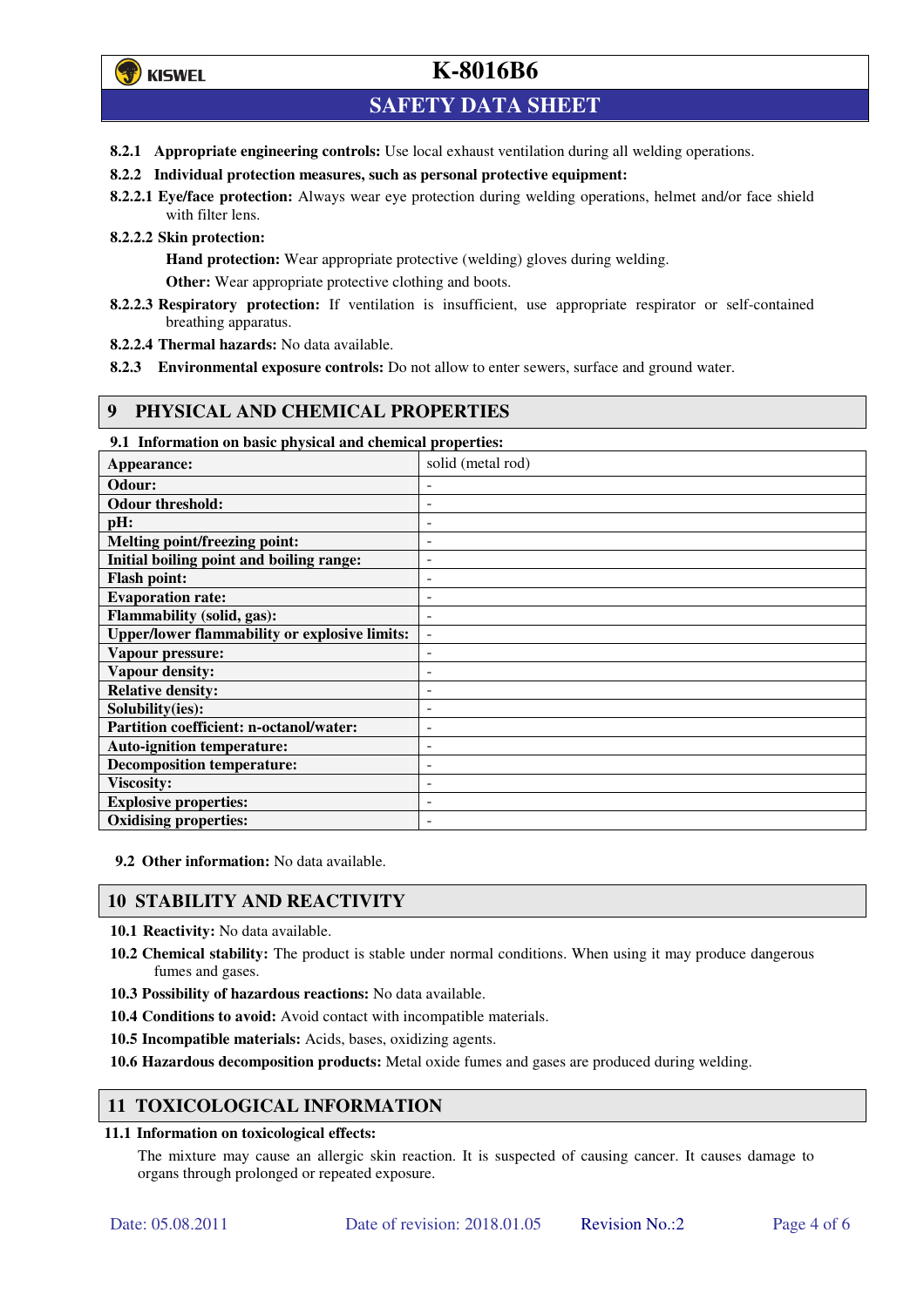**8.2.1 Appropriate engineering controls:** Use local exhaust ventilation during all welding operations.

**8.2.2 Individual protection measures, such as personal protective equipment:**

**8.2.2.1 Eye/face protection:** Always wear eye protection during welding operations, helmet and/or face shield with filter lens.

**8.2.2.2 Skin protection:**

**Hand protection:** Wear appropriate protective (welding) gloves during welding.

**Other:** Wear appropriate protective clothing and boots.

**8.2.2.3 Respiratory protection:** If ventilation is insufficient, use appropriate respirator or self-contained breathing apparatus.

**8.2.2.4 Thermal hazards:** No data available.

**8.2.3 Environmental exposure controls:** Do not allow to enter sewers, surface and ground water.

## 9 PHYSICAL AND CHEMICAL PROPERTIES

**9.1 Information on basic physical and chemical properties:**

| Appearance: | solid (metal rod) |
|---|---|
| Odour: | - |
| Odour threshold: | - |
| pH: | - |
| Melting point/freezing point: | - |
| Initial boiling point and boiling range: | - |
| Flash point: | - |
| Evaporation rate: | - |
| Flammability (solid, gas): | - |
| Upper/lower flammability or explosive limits: | - |
| Vapour pressure: | - |
| Vapour density: | - |
| Relative density: | - |
| Solubility(ies): | - |
| Partition coefficient: n-octanol/water: | - |
| Auto-ignition temperature: | - |
| Decomposition temperature: | - |
| Viscosity: | - |
| Explosive properties: | - |
| Oxidising properties: | - |

**9.2 Other information:** No data available.

## 10 STABILITY AND REACTIVITY

**10.1 Reactivity:** No data available.

**10.2 Chemical stability:** The product is stable under normal conditions. When using it may produce dangerous fumes and gases.

**10.3 Possibility of hazardous reactions:** No data available.

**10.4 Conditions to avoid:** Avoid contact with incompatible materials.

**10.5 Incompatible materials:** Acids, bases, oxidizing agents.

**10.6 Hazardous decomposition products:** Metal oxide fumes and gases are produced during welding.

## 11 TOXICOLOGICAL INFORMATION

**11.1 Information on toxicological effects:**

The mixture may cause an allergic skin reaction. It is suspected of causing cancer. It causes damage to organs through prolonged or repeated exposure.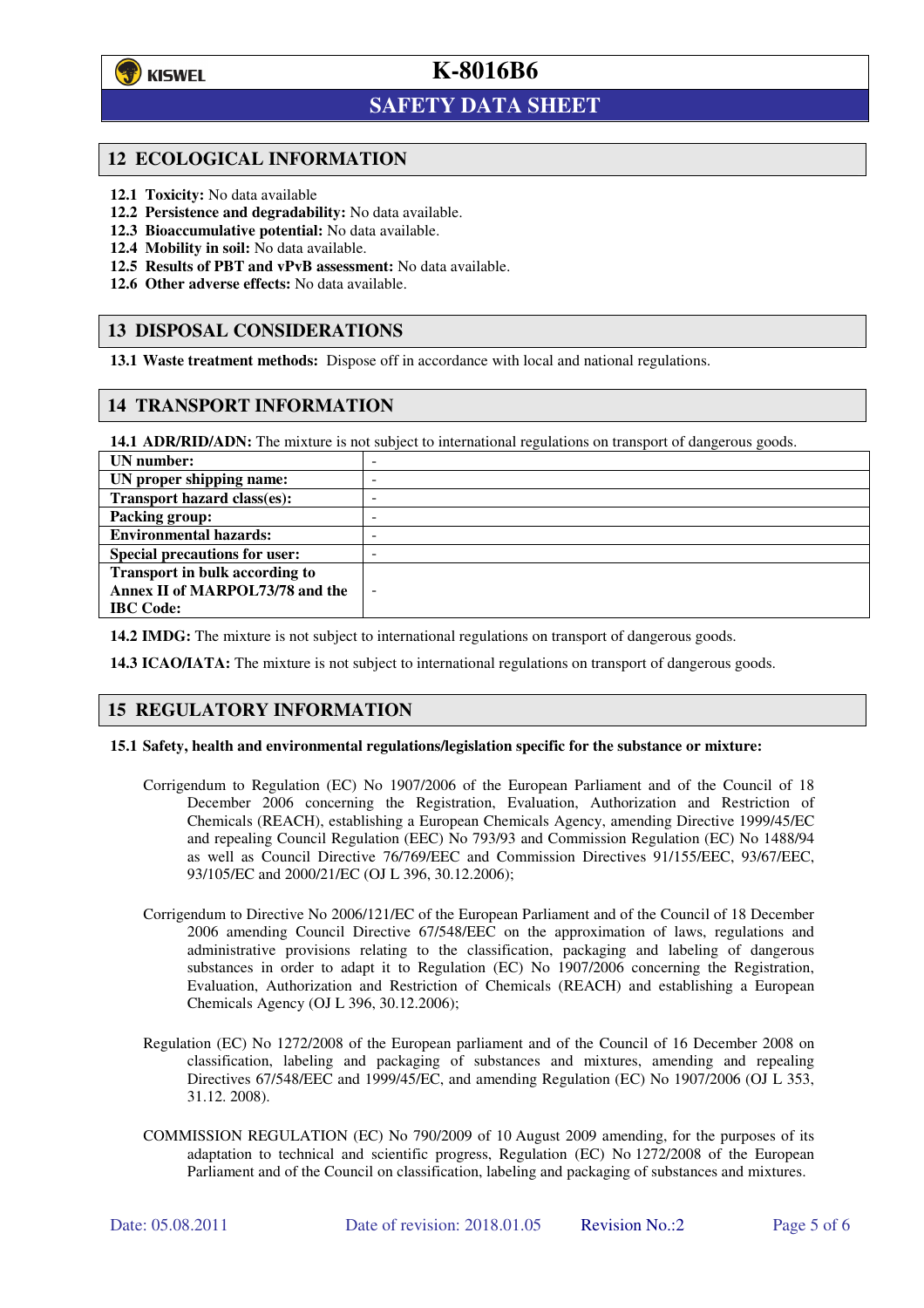## 12 ECOLOGICAL INFORMATION

**12.1 Toxicity:** No data available

**12.2 Persistence and degradability:** No data available.

**12.3 Bioaccumulative potential:** No data available.

**12.4 Mobility in soil:** No data available.

**12.5 Results of PBT and vPvB assessment:** No data available.

**12.6 Other adverse effects:** No data available.

## 13 DISPOSAL CONSIDERATIONS

**13.1 Waste treatment methods:** Dispose off in accordance with local and national regulations.

## 14 TRANSPORT INFORMATION

**14.1 ADR/RID/ADN:** The mixture is not subject to international regulations on transport of dangerous goods.

| | |
|---|---|
| **UN number:** | - |
| **UN proper shipping name:** | - |
| **Transport hazard class(es):** | - |
| **Packing group:** | - |
| **Environmental hazards:** | - |
| **Special precautions for user:** | - |
| **Transport in bulk according to Annex II of MARPOL73/78 and the IBC Code:** | - |

**14.2 IMDG:** The mixture is not subject to international regulations on transport of dangerous goods.

**14.3 ICAO/IATA:** The mixture is not subject to international regulations on transport of dangerous goods.

## 15 REGULATORY INFORMATION

**15.1 Safety, health and environmental regulations/legislation specific for the substance or mixture:**

Corrigendum to Regulation (EC) No 1907/2006 of the European Parliament and of the Council of 18 December 2006 concerning the Registration, Evaluation, Authorization and Restriction of Chemicals (REACH), establishing a European Chemicals Agency, amending Directive 1999/45/EC and repealing Council Regulation (EEC) No 793/93 and Commission Regulation (EC) No 1488/94 as well as Council Directive 76/769/EEC and Commission Directives 91/155/EEC, 93/67/EEC, 93/105/EC and 2000/21/EC (OJ L 396, 30.12.2006);

Corrigendum to Directive No 2006/121/EC of the European Parliament and of the Council of 18 December 2006 amending Council Directive 67/548/EEC on the approximation of laws, regulations and administrative provisions relating to the classification, packaging and labeling of dangerous substances in order to adapt it to Regulation (EC) No 1907/2006 concerning the Registration, Evaluation, Authorization and Restriction of Chemicals (REACH) and establishing a European Chemicals Agency (OJ L 396, 30.12.2006);

Regulation (EC) No 1272/2008 of the European parliament and of the Council of 16 December 2008 on classification, labeling and packaging of substances and mixtures, amending and repealing Directives 67/548/EEC and 1999/45/EC, and amending Regulation (EC) No 1907/2006 (OJ L 353, 31.12. 2008).

COMMISSION REGULATION (EC) No 790/2009 of 10 August 2009 amending, for the purposes of its adaptation to technical and scientific progress, Regulation (EC) No 1272/2008 of the European Parliament and of the Council on classification, labeling and packaging of substances and mixtures.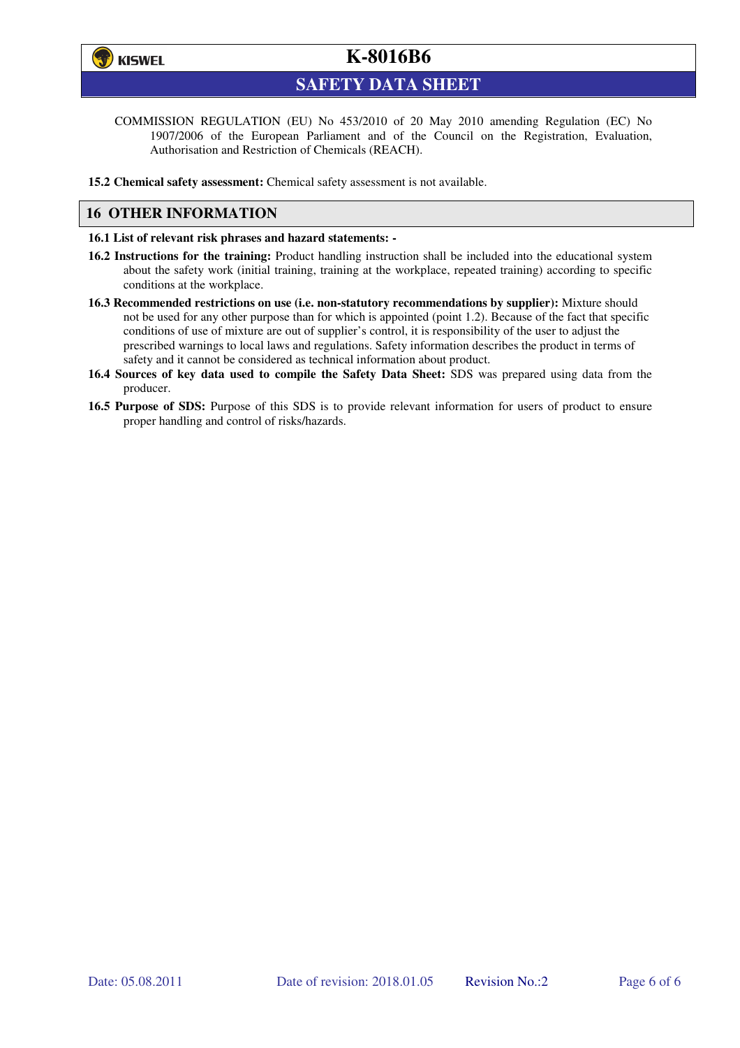COMMISSION REGULATION (EU) No 453/2010 of 20 May 2010 amending Regulation (EC) No 1907/2006 of the European Parliament and of the Council on the Registration, Evaluation, Authorisation and Restriction of Chemicals (REACH).

**15.2 Chemical safety assessment:** Chemical safety assessment is not available.

## 16 OTHER INFORMATION

**16.1 List of relevant risk phrases and hazard statements: -**

**16.2 Instructions for the training:** Product handling instruction shall be included into the educational system about the safety work (initial training, training at the workplace, repeated training) according to specific conditions at the workplace.

**16.3 Recommended restrictions on use (i.e. non-statutory recommendations by supplier):** Mixture should not be used for any other purpose than for which is appointed (point 1.2). Because of the fact that specific conditions of use of mixture are out of supplier's control, it is responsibility of the user to adjust the prescribed warnings to local laws and regulations. Safety information describes the product in terms of safety and it cannot be considered as technical information about product.

**16.4 Sources of key data used to compile the Safety Data Sheet:** SDS was prepared using data from the producer.

**16.5 Purpose of SDS:** Purpose of this SDS is to provide relevant information for users of product to ensure proper handling and control of risks/hazards.